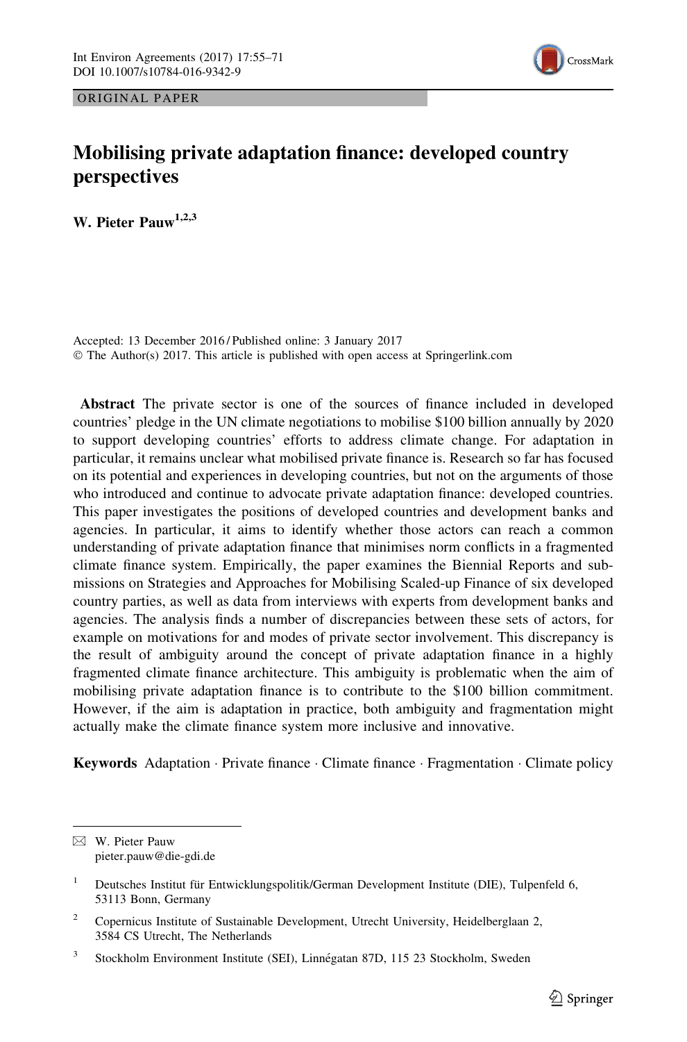ORIGINAL PAPER

# Mobilising private adaptation finance: developed country perspectives

**W. Pieter Pauw**[1,2,3]

Accepted: 13 December 2016 / Published online: 3 January 2017
© The Author(s) 2017. This article is published with open access at Springerlink.com

**Abstract** The private sector is one of the sources of finance included in developed countries' pledge in the UN climate negotiations to mobilise $100 billion annually by 2020 to support developing countries' efforts to address climate change. For adaptation in particular, it remains unclear what mobilised private finance is. Research so far has focused on its potential and experiences in developing countries, but not on the arguments of those who introduced and continue to advocate private adaptation finance: developed countries. This paper investigates the positions of developed countries and development banks and agencies. In particular, it aims to identify whether those actors can reach a common understanding of private adaptation finance that minimises norm conflicts in a fragmented climate finance system. Empirically, the paper examines the Biennial Reports and submissions on Strategies and Approaches for Mobilising Scaled-up Finance of six developed country parties, as well as data from interviews with experts from development banks and agencies. The analysis finds a number of discrepancies between these sets of actors, for example on motivations for and modes of private sector involvement. This discrepancy is the result of ambiguity around the concept of private adaptation finance in a highly fragmented climate finance architecture. This ambiguity is problematic when the aim of mobilising private adaptation finance is to contribute to the $100 billion commitment. However, if the aim is adaptation in practice, both ambiguity and fragmentation might actually make the climate finance system more inclusive and innovative.

**Keywords** Adaptation · Private finance · Climate finance · Fragmentation · Climate policy

---

✉ W. Pieter Pauw
pieter.pauw@die-gdi.de

[1] Deutsches Institut für Entwicklungspolitik/German Development Institute (DIE), Tulpenfeld 6, 53113 Bonn, Germany

[2] Copernicus Institute of Sustainable Development, Utrecht University, Heidelberglaan 2, 3584 CS Utrecht, The Netherlands

[3] Stockholm Environment Institute (SEI), Linnégatan 87D, 115 23 Stockholm, Sweden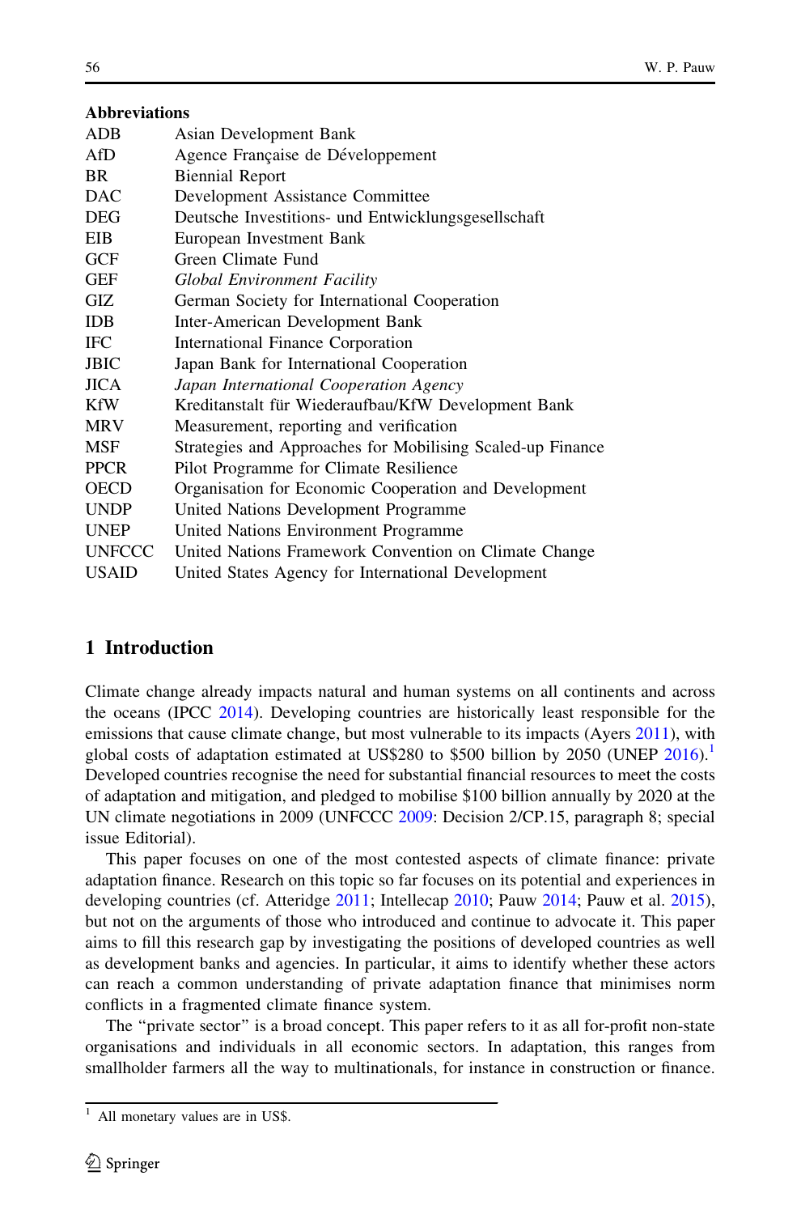**Abbreviations**

| | |
|---|---|
| ADB | Asian Development Bank |
| AfD | Agence Française de Développement |
| BR | Biennial Report |
| DAC | Development Assistance Committee |
| DEG | Deutsche Investitions- und Entwicklungsgesellschaft |
| EIB | European Investment Bank |
| GCF | Green Climate Fund |
| GEF | *Global Environment Facility* |
| GIZ | German Society for International Cooperation |
| IDB | Inter-American Development Bank |
| IFC | International Finance Corporation |
| JBIC | Japan Bank for International Cooperation |
| JICA | *Japan International Cooperation Agency* |
| KfW | Kreditanstalt für Wiederaufbau/KfW Development Bank |
| MRV | Measurement, reporting and verification |
| MSF | Strategies and Approaches for Mobilising Scaled-up Finance |
| PPCR | Pilot Programme for Climate Resilience |
| OECD | Organisation for Economic Cooperation and Development |
| UNDP | United Nations Development Programme |
| UNEP | United Nations Environment Programme |
| UNFCCC | United Nations Framework Convention on Climate Change |
| USAID | United States Agency for International Development |

## 1 Introduction

Climate change already impacts natural and human systems on all continents and across the oceans (IPCC 2014). Developing countries are historically least responsible for the emissions that cause climate change, but most vulnerable to its impacts (Ayers 2011), with global costs of adaptation estimated at US$280 to $500 billion by 2050 (UNEP 2016).[1] Developed countries recognise the need for substantial financial resources to meet the costs of adaptation and mitigation, and pledged to mobilise $100 billion annually by 2020 at the UN climate negotiations in 2009 (UNFCCC 2009: Decision 2/CP.15, paragraph 8; special issue Editorial).

This paper focuses on one of the most contested aspects of climate finance: private adaptation finance. Research on this topic so far focuses on its potential and experiences in developing countries (cf. Atteridge 2011; Intellecap 2010; Pauw 2014; Pauw et al. 2015), but not on the arguments of those who introduced and continue to advocate it. This paper aims to fill this research gap by investigating the positions of developed countries as well as development banks and agencies. In particular, it aims to identify whether these actors can reach a common understanding of private adaptation finance that minimises norm conflicts in a fragmented climate finance system.

The "private sector" is a broad concept. This paper refers to it as all for-profit non-state organisations and individuals in all economic sectors. In adaptation, this ranges from smallholder farmers all the way to multinationals, for instance in construction or finance.

[1] All monetary values are in US$.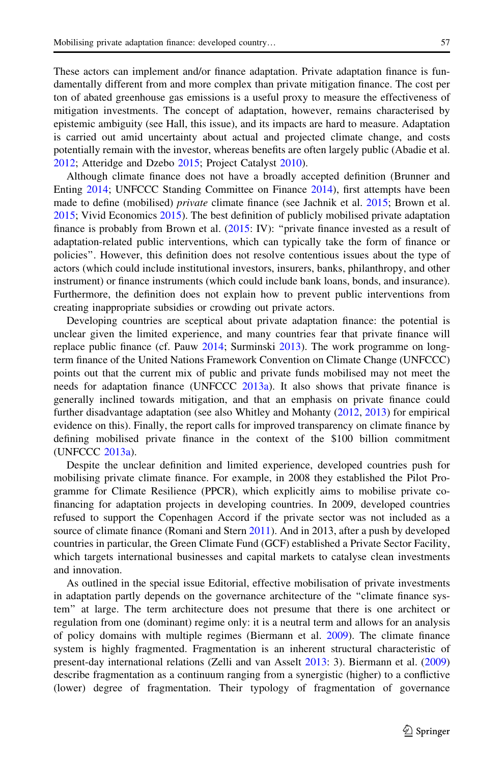These actors can implement and/or finance adaptation. Private adaptation finance is fundamentally different from and more complex than private mitigation finance. The cost per ton of abated greenhouse gas emissions is a useful proxy to measure the effectiveness of mitigation investments. The concept of adaptation, however, remains characterised by epistemic ambiguity (see Hall, this issue), and its impacts are hard to measure. Adaptation is carried out amid uncertainty about actual and projected climate change, and costs potentially remain with the investor, whereas benefits are often largely public (Abadie et al. 2012; Atteridge and Dzebo 2015; Project Catalyst 2010).

Although climate finance does not have a broadly accepted definition (Brunner and Enting 2014; UNFCCC Standing Committee on Finance 2014), first attempts have been made to define (mobilised) *private* climate finance (see Jachnik et al. 2015; Brown et al. 2015; Vivid Economics 2015). The best definition of publicly mobilised private adaptation finance is probably from Brown et al. (2015: IV): "private finance invested as a result of adaptation-related public interventions, which can typically take the form of finance or policies". However, this definition does not resolve contentious issues about the type of actors (which could include institutional investors, insurers, banks, philanthropy, and other instrument) or finance instruments (which could include bank loans, bonds, and insurance). Furthermore, the definition does not explain how to prevent public interventions from creating inappropriate subsidies or crowding out private actors.

Developing countries are sceptical about private adaptation finance: the potential is unclear given the limited experience, and many countries fear that private finance will replace public finance (cf. Pauw 2014; Surminski 2013). The work programme on long-term finance of the United Nations Framework Convention on Climate Change (UNFCCC) points out that the current mix of public and private funds mobilised may not meet the needs for adaptation finance (UNFCCC 2013a). It also shows that private finance is generally inclined towards mitigation, and that an emphasis on private finance could further disadvantage adaptation (see also Whitley and Mohanty (2012, 2013) for empirical evidence on this). Finally, the report calls for improved transparency on climate finance by defining mobilised private finance in the context of the \$100 billion commitment (UNFCCC 2013a).

Despite the unclear definition and limited experience, developed countries push for mobilising private climate finance. For example, in 2008 they established the Pilot Programme for Climate Resilience (PPCR), which explicitly aims to mobilise private co-financing for adaptation projects in developing countries. In 2009, developed countries refused to support the Copenhagen Accord if the private sector was not included as a source of climate finance (Romani and Stern 2011). And in 2013, after a push by developed countries in particular, the Green Climate Fund (GCF) established a Private Sector Facility, which targets international businesses and capital markets to catalyse clean investments and innovation.

As outlined in the special issue Editorial, effective mobilisation of private investments in adaptation partly depends on the governance architecture of the "climate finance system" at large. The term architecture does not presume that there is one architect or regulation from one (dominant) regime only: it is a neutral term and allows for an analysis of policy domains with multiple regimes (Biermann et al. 2009). The climate finance system is highly fragmented. Fragmentation is an inherent structural characteristic of present-day international relations (Zelli and van Asselt 2013: 3). Biermann et al. (2009) describe fragmentation as a continuum ranging from a synergistic (higher) to a conflictive (lower) degree of fragmentation. Their typology of fragmentation of governance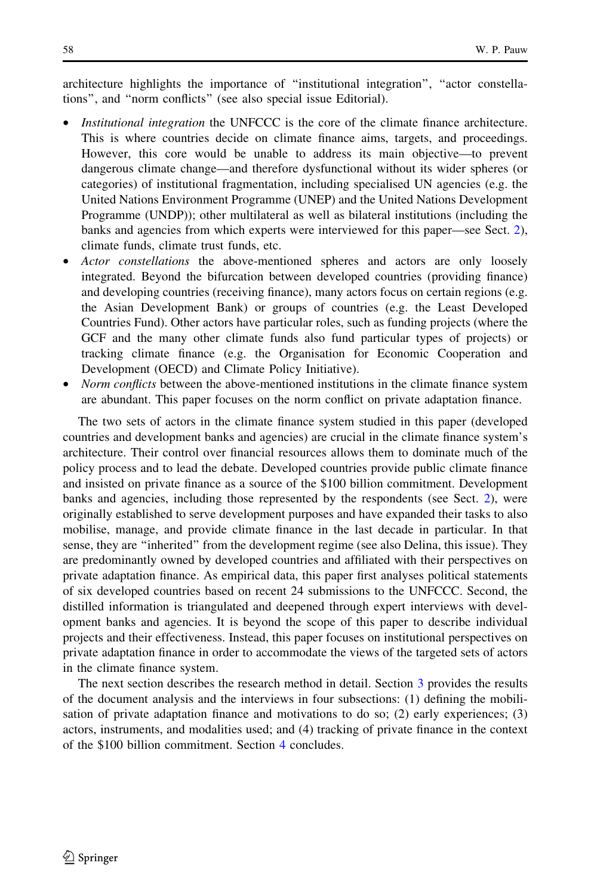architecture highlights the importance of "institutional integration", "actor constellations", and "norm conflicts" (see also special issue Editorial).

- *Institutional integration* the UNFCCC is the core of the climate finance architecture. This is where countries decide on climate finance aims, targets, and proceedings. However, this core would be unable to address its main objective—to prevent dangerous climate change—and therefore dysfunctional without its wider spheres (or categories) of institutional fragmentation, including specialised UN agencies (e.g. the United Nations Environment Programme (UNEP) and the United Nations Development Programme (UNDP)); other multilateral as well as bilateral institutions (including the banks and agencies from which experts were interviewed for this paper—see Sect. 2), climate funds, climate trust funds, etc.
- *Actor constellations* the above-mentioned spheres and actors are only loosely integrated. Beyond the bifurcation between developed countries (providing finance) and developing countries (receiving finance), many actors focus on certain regions (e.g. the Asian Development Bank) or groups of countries (e.g. the Least Developed Countries Fund). Other actors have particular roles, such as funding projects (where the GCF and the many other climate funds also fund particular types of projects) or tracking climate finance (e.g. the Organisation for Economic Cooperation and Development (OECD) and Climate Policy Initiative).
- *Norm conflicts* between the above-mentioned institutions in the climate finance system are abundant. This paper focuses on the norm conflict on private adaptation finance.

The two sets of actors in the climate finance system studied in this paper (developed countries and development banks and agencies) are crucial in the climate finance system's architecture. Their control over financial resources allows them to dominate much of the policy process and to lead the debate. Developed countries provide public climate finance and insisted on private finance as a source of the $100 billion commitment. Development banks and agencies, including those represented by the respondents (see Sect. 2), were originally established to serve development purposes and have expanded their tasks to also mobilise, manage, and provide climate finance in the last decade in particular. In that sense, they are "inherited" from the development regime (see also Delina, this issue). They are predominantly owned by developed countries and affiliated with their perspectives on private adaptation finance. As empirical data, this paper first analyses political statements of six developed countries based on recent 24 submissions to the UNFCCC. Second, the distilled information is triangulated and deepened through expert interviews with development banks and agencies. It is beyond the scope of this paper to describe individual projects and their effectiveness. Instead, this paper focuses on institutional perspectives on private adaptation finance in order to accommodate the views of the targeted sets of actors in the climate finance system.

The next section describes the research method in detail. Section 3 provides the results of the document analysis and the interviews in four subsections: (1) defining the mobilisation of private adaptation finance and motivations to do so; (2) early experiences; (3) actors, instruments, and modalities used; and (4) tracking of private finance in the context of the $100 billion commitment. Section 4 concludes.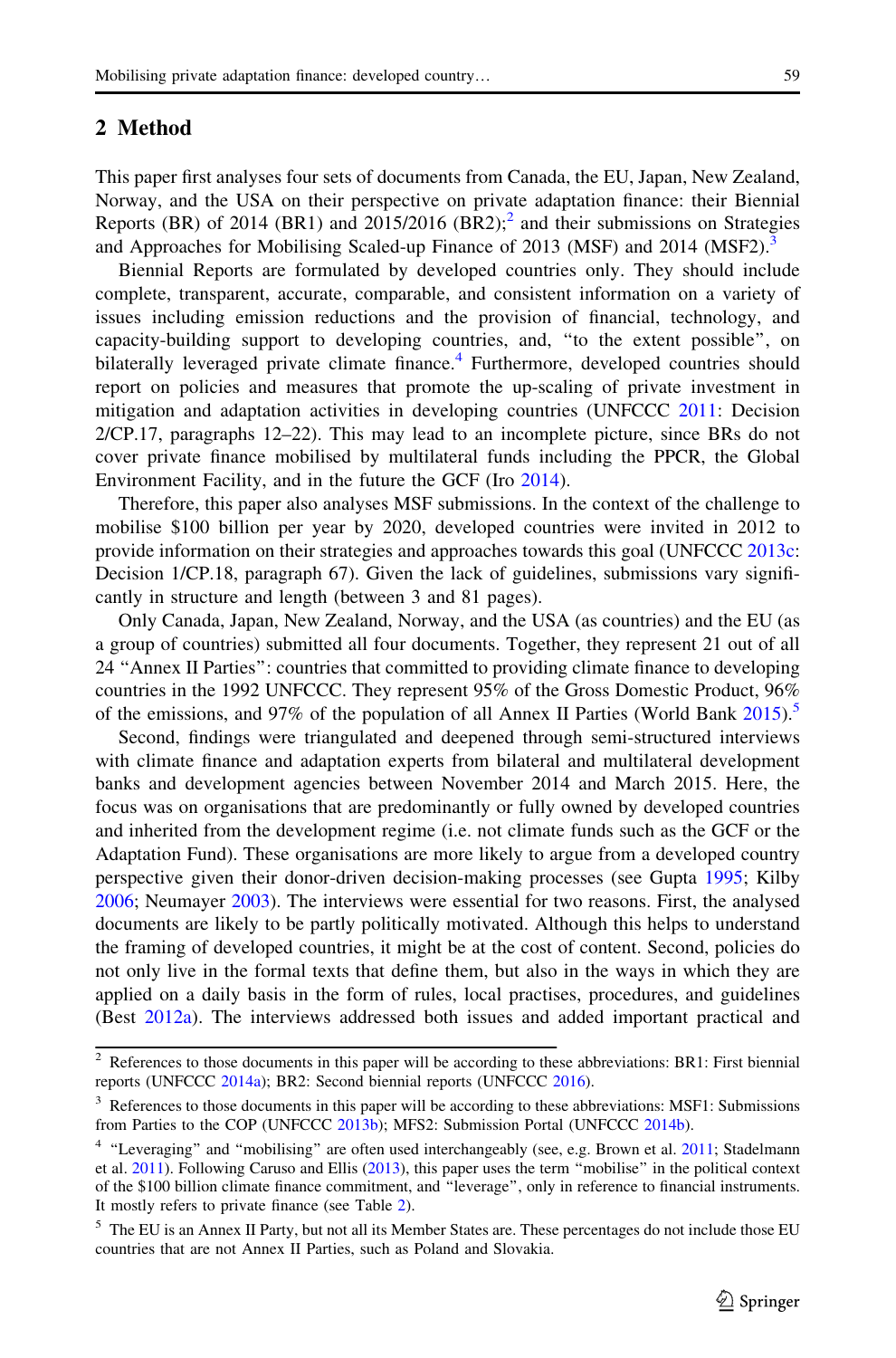## 2 Method

This paper first analyses four sets of documents from Canada, the EU, Japan, New Zealand, Norway, and the USA on their perspective on private adaptation finance: their Biennial Reports (BR) of 2014 (BR1) and 2015/2016 (BR2);[2] and their submissions on Strategies and Approaches for Mobilising Scaled-up Finance of 2013 (MSF) and 2014 (MSF2).[3]

Biennial Reports are formulated by developed countries only. They should include complete, transparent, accurate, comparable, and consistent information on a variety of issues including emission reductions and the provision of financial, technology, and capacity-building support to developing countries, and, "to the extent possible", on bilaterally leveraged private climate finance.[4] Furthermore, developed countries should report on policies and measures that promote the up-scaling of private investment in mitigation and adaptation activities in developing countries (UNFCCC 2011: Decision 2/CP.17, paragraphs 12–22). This may lead to an incomplete picture, since BRs do not cover private finance mobilised by multilateral funds including the PPCR, the Global Environment Facility, and in the future the GCF (Iro 2014).

Therefore, this paper also analyses MSF submissions. In the context of the challenge to mobilise $100 billion per year by 2020, developed countries were invited in 2012 to provide information on their strategies and approaches towards this goal (UNFCCC 2013c: Decision 1/CP.18, paragraph 67). Given the lack of guidelines, submissions vary significantly in structure and length (between 3 and 81 pages).

Only Canada, Japan, New Zealand, Norway, and the USA (as countries) and the EU (as a group of countries) submitted all four documents. Together, they represent 21 out of all 24 "Annex II Parties": countries that committed to providing climate finance to developing countries in the 1992 UNFCCC. They represent 95% of the Gross Domestic Product, 96% of the emissions, and 97% of the population of all Annex II Parties (World Bank 2015).[5]

Second, findings were triangulated and deepened through semi-structured interviews with climate finance and adaptation experts from bilateral and multilateral development banks and development agencies between November 2014 and March 2015. Here, the focus was on organisations that are predominantly or fully owned by developed countries and inherited from the development regime (i.e. not climate funds such as the GCF or the Adaptation Fund). These organisations are more likely to argue from a developed country perspective given their donor-driven decision-making processes (see Gupta 1995; Kilby 2006; Neumayer 2003). The interviews were essential for two reasons. First, the analysed documents are likely to be partly politically motivated. Although this helps to understand the framing of developed countries, it might be at the cost of content. Second, policies do not only live in the formal texts that define them, but also in the ways in which they are applied on a daily basis in the form of rules, local practises, procedures, and guidelines (Best 2012a). The interviews addressed both issues and added important practical and

---

[2] References to those documents in this paper will be according to these abbreviations: BR1: First biennial reports (UNFCCC 2014a); BR2: Second biennial reports (UNFCCC 2016).

[3] References to those documents in this paper will be according to these abbreviations: MSF1: Submissions from Parties to the COP (UNFCCC 2013b); MFS2: Submission Portal (UNFCCC 2014b).

[4] "Leveraging" and "mobilising" are often used interchangeably (see, e.g. Brown et al. 2011; Stadelmann et al. 2011). Following Caruso and Ellis (2013), this paper uses the term "mobilise" in the political context of the $100 billion climate finance commitment, and "leverage", only in reference to financial instruments. It mostly refers to private finance (see Table 2).

[5] The EU is an Annex II Party, but not all its Member States are. These percentages do not include those EU countries that are not Annex II Parties, such as Poland and Slovakia.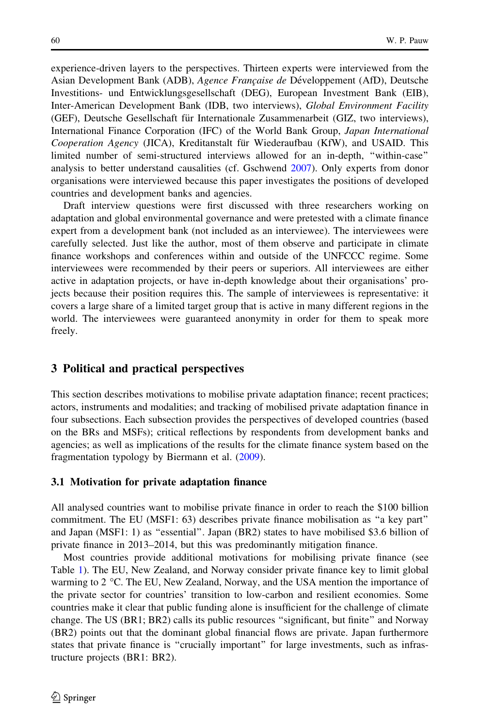experience-driven layers to the perspectives. Thirteen experts were interviewed from the Asian Development Bank (ADB), *Agence Française de* Développement (AfD), Deutsche Investitions- und Entwicklungsgesellschaft (DEG), European Investment Bank (EIB), Inter-American Development Bank (IDB, two interviews), *Global Environment Facility* (GEF), Deutsche Gesellschaft für Internationale Zusammenarbeit (GIZ, two interviews), International Finance Corporation (IFC) of the World Bank Group, *Japan International Cooperation Agency* (JICA), Kreditanstalt für Wiederaufbau (KfW), and USAID. This limited number of semi-structured interviews allowed for an in-depth, "within-case" analysis to better understand causalities (cf. Gschwend 2007). Only experts from donor organisations were interviewed because this paper investigates the positions of developed countries and development banks and agencies.

Draft interview questions were first discussed with three researchers working on adaptation and global environmental governance and were pretested with a climate finance expert from a development bank (not included as an interviewee). The interviewees were carefully selected. Just like the author, most of them observe and participate in climate finance workshops and conferences within and outside of the UNFCCC regime. Some interviewees were recommended by their peers or superiors. All interviewees are either active in adaptation projects, or have in-depth knowledge about their organisations' projects because their position requires this. The sample of interviewees is representative: it covers a large share of a limited target group that is active in many different regions in the world. The interviewees were guaranteed anonymity in order for them to speak more freely.

## 3 Political and practical perspectives

This section describes motivations to mobilise private adaptation finance; recent practices; actors, instruments and modalities; and tracking of mobilised private adaptation finance in four subsections. Each subsection provides the perspectives of developed countries (based on the BRs and MSFs); critical reflections by respondents from development banks and agencies; as well as implications of the results for the climate finance system based on the fragmentation typology by Biermann et al. (2009).

### 3.1 Motivation for private adaptation finance

All analysed countries want to mobilise private finance in order to reach the \$100 billion commitment. The EU (MSF1: 63) describes private finance mobilisation as "a key part" and Japan (MSF1: 1) as "essential". Japan (BR2) states to have mobilised \$3.6 billion of private finance in 2013–2014, but this was predominantly mitigation finance.

Most countries provide additional motivations for mobilising private finance (see Table 1). The EU, New Zealand, and Norway consider private finance key to limit global warming to 2 °C. The EU, New Zealand, Norway, and the USA mention the importance of the private sector for countries' transition to low-carbon and resilient economies. Some countries make it clear that public funding alone is insufficient for the challenge of climate change. The US (BR1; BR2) calls its public resources "significant, but finite" and Norway (BR2) points out that the dominant global financial flows are private. Japan furthermore states that private finance is "crucially important" for large investments, such as infrastructure projects (BR1: BR2).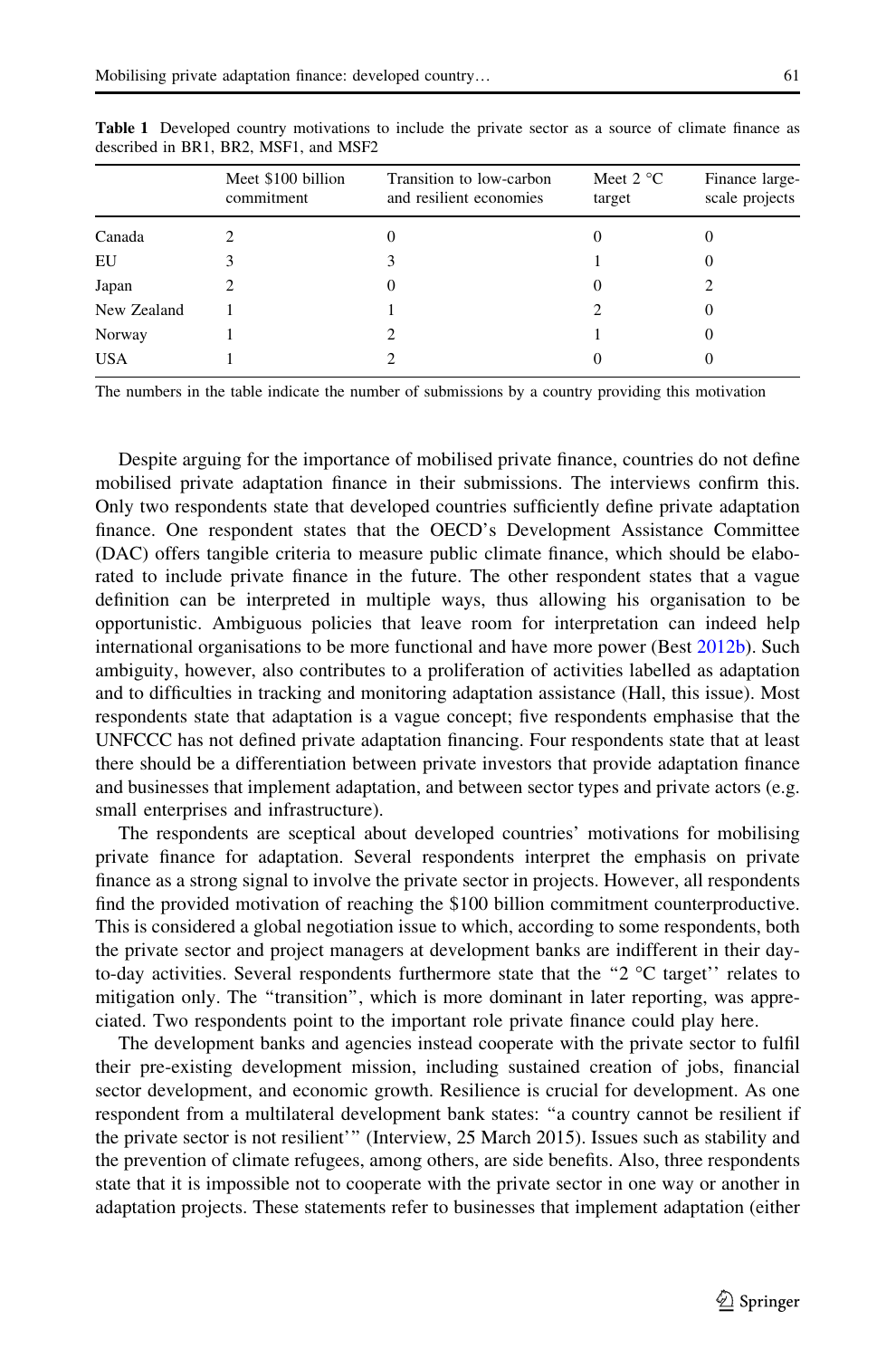**Table 1** Developed country motivations to include the private sector as a source of climate finance as described in BR1, BR2, MSF1, and MSF2

| | Meet \$100 billion commitment | Transition to low-carbon and resilient economies | Meet 2 °C target | Finance large-scale projects |
|---|---|---|---|---|
| Canada | 2 | 0 | 0 | 0 |
| EU | 3 | 3 | 1 | 0 |
| Japan | 2 | 0 | 0 | 2 |
| New Zealand | 1 | 1 | 2 | 0 |
| Norway | 1 | 2 | 1 | 0 |
| USA | 1 | 2 | 0 | 0 |

The numbers in the table indicate the number of submissions by a country providing this motivation

Despite arguing for the importance of mobilised private finance, countries do not define mobilised private adaptation finance in their submissions. The interviews confirm this. Only two respondents state that developed countries sufficiently define private adaptation finance. One respondent states that the OECD's Development Assistance Committee (DAC) offers tangible criteria to measure public climate finance, which should be elaborated to include private finance in the future. The other respondent states that a vague definition can be interpreted in multiple ways, thus allowing his organisation to be opportunistic. Ambiguous policies that leave room for interpretation can indeed help international organisations to be more functional and have more power (Best 2012b). Such ambiguity, however, also contributes to a proliferation of activities labelled as adaptation and to difficulties in tracking and monitoring adaptation assistance (Hall, this issue). Most respondents state that adaptation is a vague concept; five respondents emphasise that the UNFCCC has not defined private adaptation financing. Four respondents state that at least there should be a differentiation between private investors that provide adaptation finance and businesses that implement adaptation, and between sector types and private actors (e.g. small enterprises and infrastructure).

The respondents are sceptical about developed countries' motivations for mobilising private finance for adaptation. Several respondents interpret the emphasis on private finance as a strong signal to involve the private sector in projects. However, all respondents find the provided motivation of reaching the \$100 billion commitment counterproductive. This is considered a global negotiation issue to which, according to some respondents, both the private sector and project managers at development banks are indifferent in their day-to-day activities. Several respondents furthermore state that the "2 °C target'' relates to mitigation only. The "transition", which is more dominant in later reporting, was appreciated. Two respondents point to the important role private finance could play here.

The development banks and agencies instead cooperate with the private sector to fulfil their pre-existing development mission, including sustained creation of jobs, financial sector development, and economic growth. Resilience is crucial for development. As one respondent from a multilateral development bank states: "a country cannot be resilient if the private sector is not resilient'" (Interview, 25 March 2015). Issues such as stability and the prevention of climate refugees, among others, are side benefits. Also, three respondents state that it is impossible not to cooperate with the private sector in one way or another in adaptation projects. These statements refer to businesses that implement adaptation (either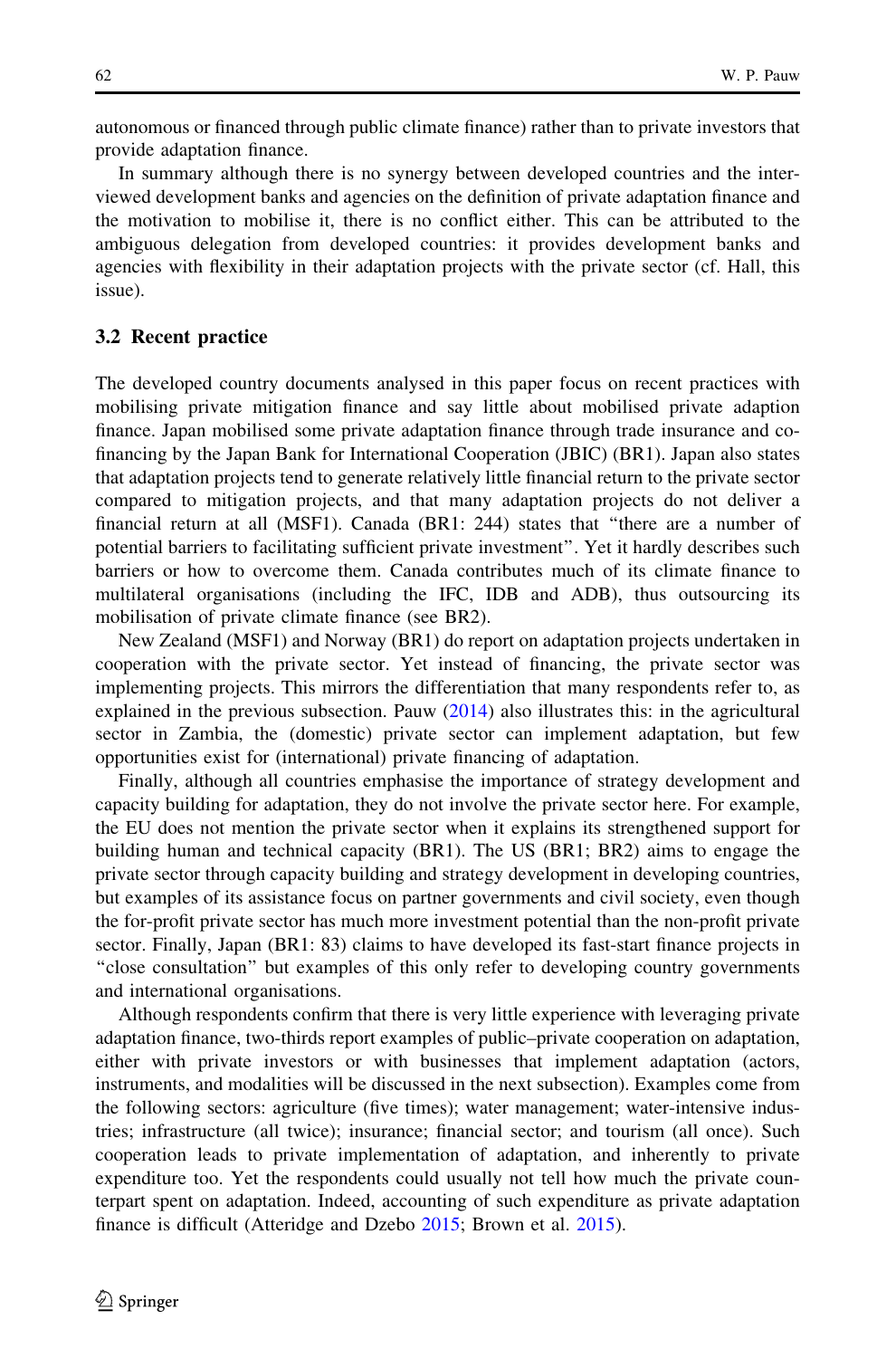autonomous or financed through public climate finance) rather than to private investors that provide adaptation finance.

In summary although there is no synergy between developed countries and the interviewed development banks and agencies on the definition of private adaptation finance and the motivation to mobilise it, there is no conflict either. This can be attributed to the ambiguous delegation from developed countries: it provides development banks and agencies with flexibility in their adaptation projects with the private sector (cf. Hall, this issue).

### 3.2 Recent practice

The developed country documents analysed in this paper focus on recent practices with mobilising private mitigation finance and say little about mobilised private adaption finance. Japan mobilised some private adaptation finance through trade insurance and co-financing by the Japan Bank for International Cooperation (JBIC) (BR1). Japan also states that adaptation projects tend to generate relatively little financial return to the private sector compared to mitigation projects, and that many adaptation projects do not deliver a financial return at all (MSF1). Canada (BR1: 244) states that "there are a number of potential barriers to facilitating sufficient private investment". Yet it hardly describes such barriers or how to overcome them. Canada contributes much of its climate finance to multilateral organisations (including the IFC, IDB and ADB), thus outsourcing its mobilisation of private climate finance (see BR2).

New Zealand (MSF1) and Norway (BR1) do report on adaptation projects undertaken in cooperation with the private sector. Yet instead of financing, the private sector was implementing projects. This mirrors the differentiation that many respondents refer to, as explained in the previous subsection. Pauw (2014) also illustrates this: in the agricultural sector in Zambia, the (domestic) private sector can implement adaptation, but few opportunities exist for (international) private financing of adaptation.

Finally, although all countries emphasise the importance of strategy development and capacity building for adaptation, they do not involve the private sector here. For example, the EU does not mention the private sector when it explains its strengthened support for building human and technical capacity (BR1). The US (BR1; BR2) aims to engage the private sector through capacity building and strategy development in developing countries, but examples of its assistance focus on partner governments and civil society, even though the for-profit private sector has much more investment potential than the non-profit private sector. Finally, Japan (BR1: 83) claims to have developed its fast-start finance projects in "close consultation" but examples of this only refer to developing country governments and international organisations.

Although respondents confirm that there is very little experience with leveraging private adaptation finance, two-thirds report examples of public–private cooperation on adaptation, either with private investors or with businesses that implement adaptation (actors, instruments, and modalities will be discussed in the next subsection). Examples come from the following sectors: agriculture (five times); water management; water-intensive industries; infrastructure (all twice); insurance; financial sector; and tourism (all once). Such cooperation leads to private implementation of adaptation, and inherently to private expenditure too. Yet the respondents could usually not tell how much the private counterpart spent on adaptation. Indeed, accounting of such expenditure as private adaptation finance is difficult (Atteridge and Dzebo 2015; Brown et al. 2015).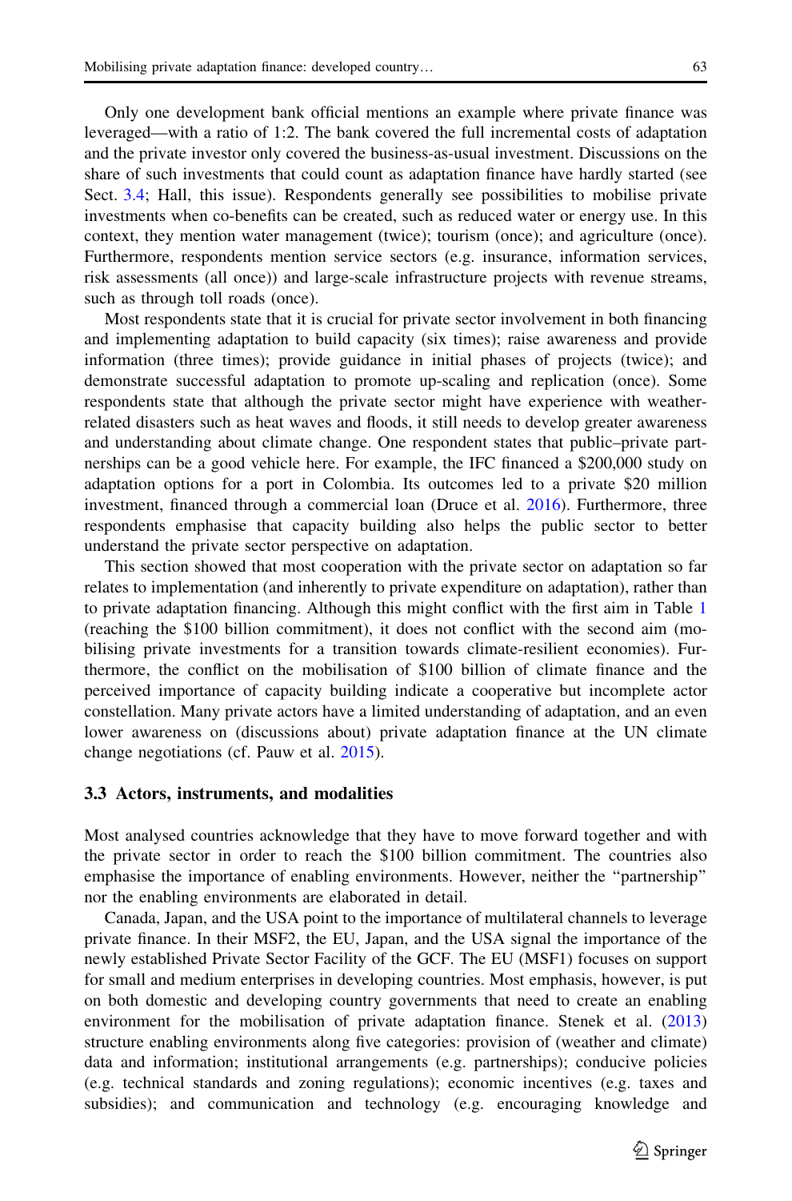Only one development bank official mentions an example where private finance was leveraged—with a ratio of 1:2. The bank covered the full incremental costs of adaptation and the private investor only covered the business-as-usual investment. Discussions on the share of such investments that could count as adaptation finance have hardly started (see Sect. 3.4; Hall, this issue). Respondents generally see possibilities to mobilise private investments when co-benefits can be created, such as reduced water or energy use. In this context, they mention water management (twice); tourism (once); and agriculture (once). Furthermore, respondents mention service sectors (e.g. insurance, information services, risk assessments (all once)) and large-scale infrastructure projects with revenue streams, such as through toll roads (once).

Most respondents state that it is crucial for private sector involvement in both financing and implementing adaptation to build capacity (six times); raise awareness and provide information (three times); provide guidance in initial phases of projects (twice); and demonstrate successful adaptation to promote up-scaling and replication (once). Some respondents state that although the private sector might have experience with weather-related disasters such as heat waves and floods, it still needs to develop greater awareness and understanding about climate change. One respondent states that public–private partnerships can be a good vehicle here. For example, the IFC financed a $200,000 study on adaptation options for a port in Colombia. Its outcomes led to a private $20 million investment, financed through a commercial loan (Druce et al. 2016). Furthermore, three respondents emphasise that capacity building also helps the public sector to better understand the private sector perspective on adaptation.

This section showed that most cooperation with the private sector on adaptation so far relates to implementation (and inherently to private expenditure on adaptation), rather than to private adaptation financing. Although this might conflict with the first aim in Table 1 (reaching the $100 billion commitment), it does not conflict with the second aim (mobilising private investments for a transition towards climate-resilient economies). Furthermore, the conflict on the mobilisation of $100 billion of climate finance and the perceived importance of capacity building indicate a cooperative but incomplete actor constellation. Many private actors have a limited understanding of adaptation, and an even lower awareness on (discussions about) private adaptation finance at the UN climate change negotiations (cf. Pauw et al. 2015).

### 3.3 Actors, instruments, and modalities

Most analysed countries acknowledge that they have to move forward together and with the private sector in order to reach the $100 billion commitment. The countries also emphasise the importance of enabling environments. However, neither the "partnership" nor the enabling environments are elaborated in detail.

Canada, Japan, and the USA point to the importance of multilateral channels to leverage private finance. In their MSF2, the EU, Japan, and the USA signal the importance of the newly established Private Sector Facility of the GCF. The EU (MSF1) focuses on support for small and medium enterprises in developing countries. Most emphasis, however, is put on both domestic and developing country governments that need to create an enabling environment for the mobilisation of private adaptation finance. Stenek et al. (2013) structure enabling environments along five categories: provision of (weather and climate) data and information; institutional arrangements (e.g. partnerships); conducive policies (e.g. technical standards and zoning regulations); economic incentives (e.g. taxes and subsidies); and communication and technology (e.g. encouraging knowledge and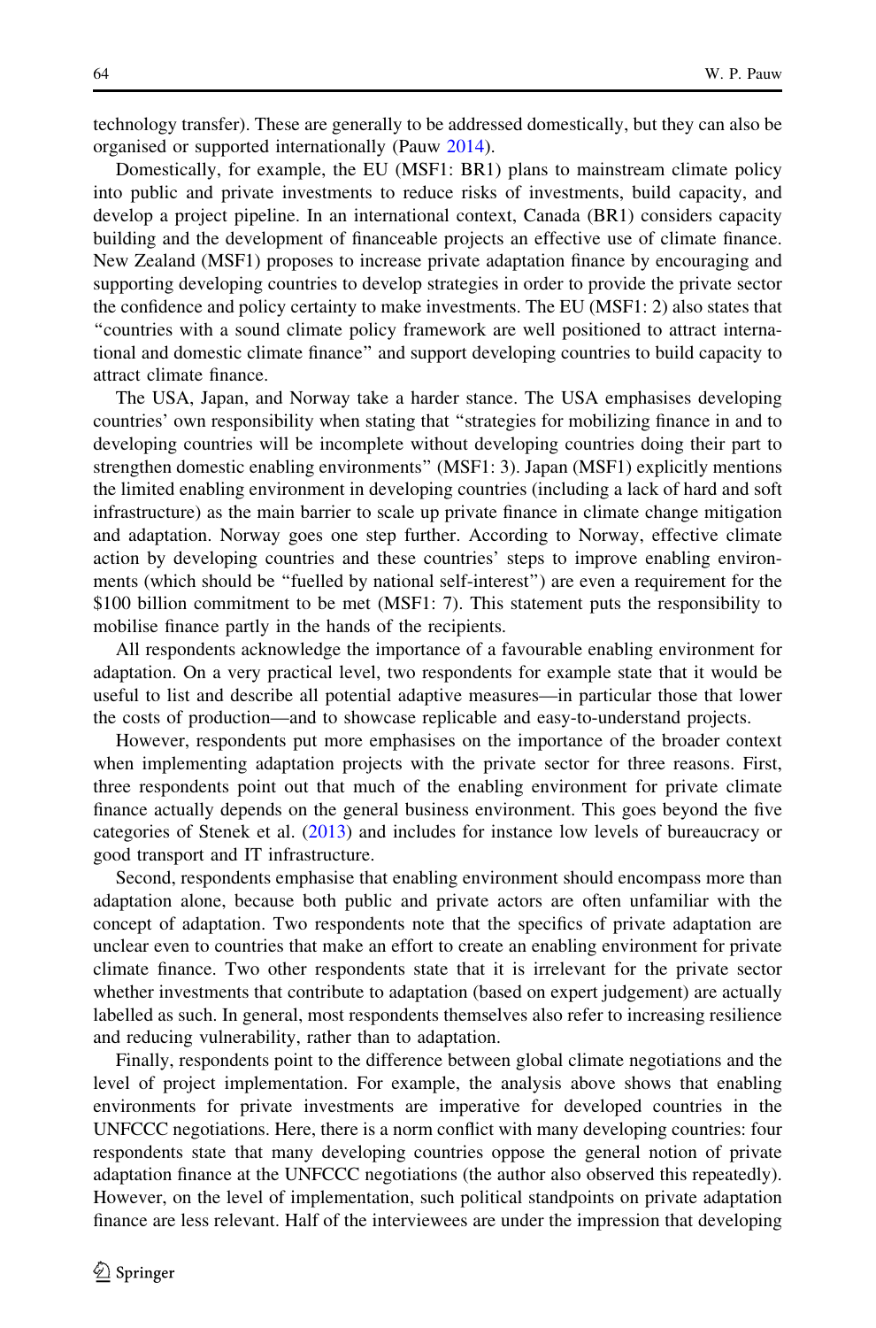technology transfer). These are generally to be addressed domestically, but they can also be organised or supported internationally (Pauw 2014).

Domestically, for example, the EU (MSF1: BR1) plans to mainstream climate policy into public and private investments to reduce risks of investments, build capacity, and develop a project pipeline. In an international context, Canada (BR1) considers capacity building and the development of financeable projects an effective use of climate finance. New Zealand (MSF1) proposes to increase private adaptation finance by encouraging and supporting developing countries to develop strategies in order to provide the private sector the confidence and policy certainty to make investments. The EU (MSF1: 2) also states that "countries with a sound climate policy framework are well positioned to attract international and domestic climate finance" and support developing countries to build capacity to attract climate finance.

The USA, Japan, and Norway take a harder stance. The USA emphasises developing countries' own responsibility when stating that "strategies for mobilizing finance in and to developing countries will be incomplete without developing countries doing their part to strengthen domestic enabling environments" (MSF1: 3). Japan (MSF1) explicitly mentions the limited enabling environment in developing countries (including a lack of hard and soft infrastructure) as the main barrier to scale up private finance in climate change mitigation and adaptation. Norway goes one step further. According to Norway, effective climate action by developing countries and these countries' steps to improve enabling environments (which should be "fuelled by national self-interest") are even a requirement for the \$100 billion commitment to be met (MSF1: 7). This statement puts the responsibility to mobilise finance partly in the hands of the recipients.

All respondents acknowledge the importance of a favourable enabling environment for adaptation. On a very practical level, two respondents for example state that it would be useful to list and describe all potential adaptive measures—in particular those that lower the costs of production—and to showcase replicable and easy-to-understand projects.

However, respondents put more emphasises on the importance of the broader context when implementing adaptation projects with the private sector for three reasons. First, three respondents point out that much of the enabling environment for private climate finance actually depends on the general business environment. This goes beyond the five categories of Stenek et al. (2013) and includes for instance low levels of bureaucracy or good transport and IT infrastructure.

Second, respondents emphasise that enabling environment should encompass more than adaptation alone, because both public and private actors are often unfamiliar with the concept of adaptation. Two respondents note that the specifics of private adaptation are unclear even to countries that make an effort to create an enabling environment for private climate finance. Two other respondents state that it is irrelevant for the private sector whether investments that contribute to adaptation (based on expert judgement) are actually labelled as such. In general, most respondents themselves also refer to increasing resilience and reducing vulnerability, rather than to adaptation.

Finally, respondents point to the difference between global climate negotiations and the level of project implementation. For example, the analysis above shows that enabling environments for private investments are imperative for developed countries in the UNFCCC negotiations. Here, there is a norm conflict with many developing countries: four respondents state that many developing countries oppose the general notion of private adaptation finance at the UNFCCC negotiations (the author also observed this repeatedly). However, on the level of implementation, such political standpoints on private adaptation finance are less relevant. Half of the interviewees are under the impression that developing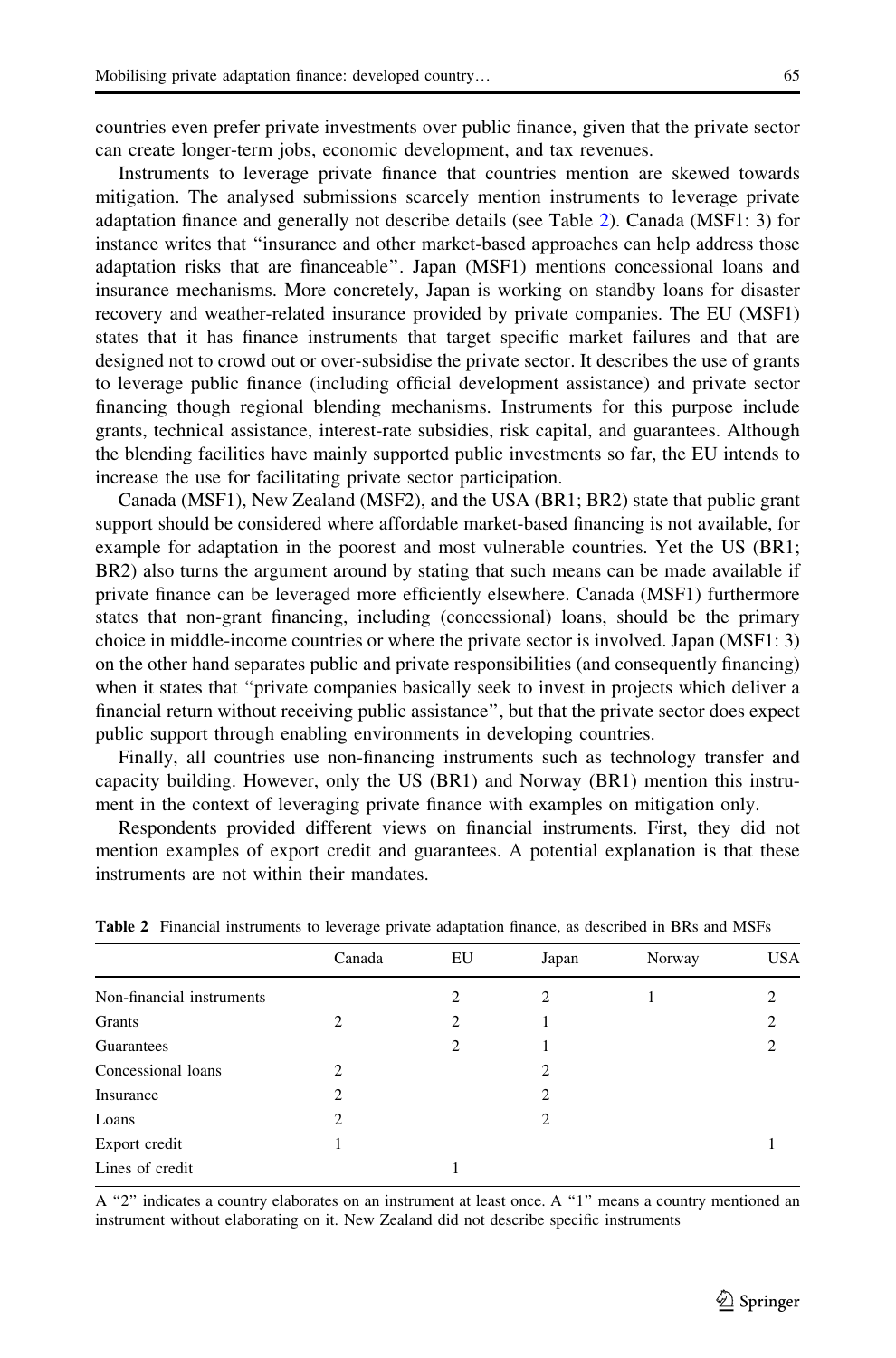countries even prefer private investments over public finance, given that the private sector can create longer-term jobs, economic development, and tax revenues.

Instruments to leverage private finance that countries mention are skewed towards mitigation. The analysed submissions scarcely mention instruments to leverage private adaptation finance and generally not describe details (see Table 2). Canada (MSF1: 3) for instance writes that "insurance and other market-based approaches can help address those adaptation risks that are financeable". Japan (MSF1) mentions concessional loans and insurance mechanisms. More concretely, Japan is working on standby loans for disaster recovery and weather-related insurance provided by private companies. The EU (MSF1) states that it has finance instruments that target specific market failures and that are designed not to crowd out or over-subsidise the private sector. It describes the use of grants to leverage public finance (including official development assistance) and private sector financing though regional blending mechanisms. Instruments for this purpose include grants, technical assistance, interest-rate subsidies, risk capital, and guarantees. Although the blending facilities have mainly supported public investments so far, the EU intends to increase the use for facilitating private sector participation.

Canada (MSF1), New Zealand (MSF2), and the USA (BR1; BR2) state that public grant support should be considered where affordable market-based financing is not available, for example for adaptation in the poorest and most vulnerable countries. Yet the US (BR1; BR2) also turns the argument around by stating that such means can be made available if private finance can be leveraged more efficiently elsewhere. Canada (MSF1) furthermore states that non-grant financing, including (concessional) loans, should be the primary choice in middle-income countries or where the private sector is involved. Japan (MSF1: 3) on the other hand separates public and private responsibilities (and consequently financing) when it states that "private companies basically seek to invest in projects which deliver a financial return without receiving public assistance", but that the private sector does expect public support through enabling environments in developing countries.

Finally, all countries use non-financing instruments such as technology transfer and capacity building. However, only the US (BR1) and Norway (BR1) mention this instrument in the context of leveraging private finance with examples on mitigation only.

Respondents provided different views on financial instruments. First, they did not mention examples of export credit and guarantees. A potential explanation is that these instruments are not within their mandates.

**Table 2** Financial instruments to leverage private adaptation finance, as described in BRs and MSFs

| | Canada | EU | Japan | Norway | USA |
|---|---|---|---|---|---|
| Non-financial instruments | | 2 | 2 | 1 | 2 |
| Grants | 2 | 2 | 1 | | 2 |
| Guarantees | | 2 | 1 | | 2 |
| Concessional loans | 2 | | 2 | | |
| Insurance | 2 | | 2 | | |
| Loans | 2 | | 2 | | |
| Export credit | 1 | | | | 1 |
| Lines of credit | | 1 | | | |

A "2" indicates a country elaborates on an instrument at least once. A "1" means a country mentioned an instrument without elaborating on it. New Zealand did not describe specific instruments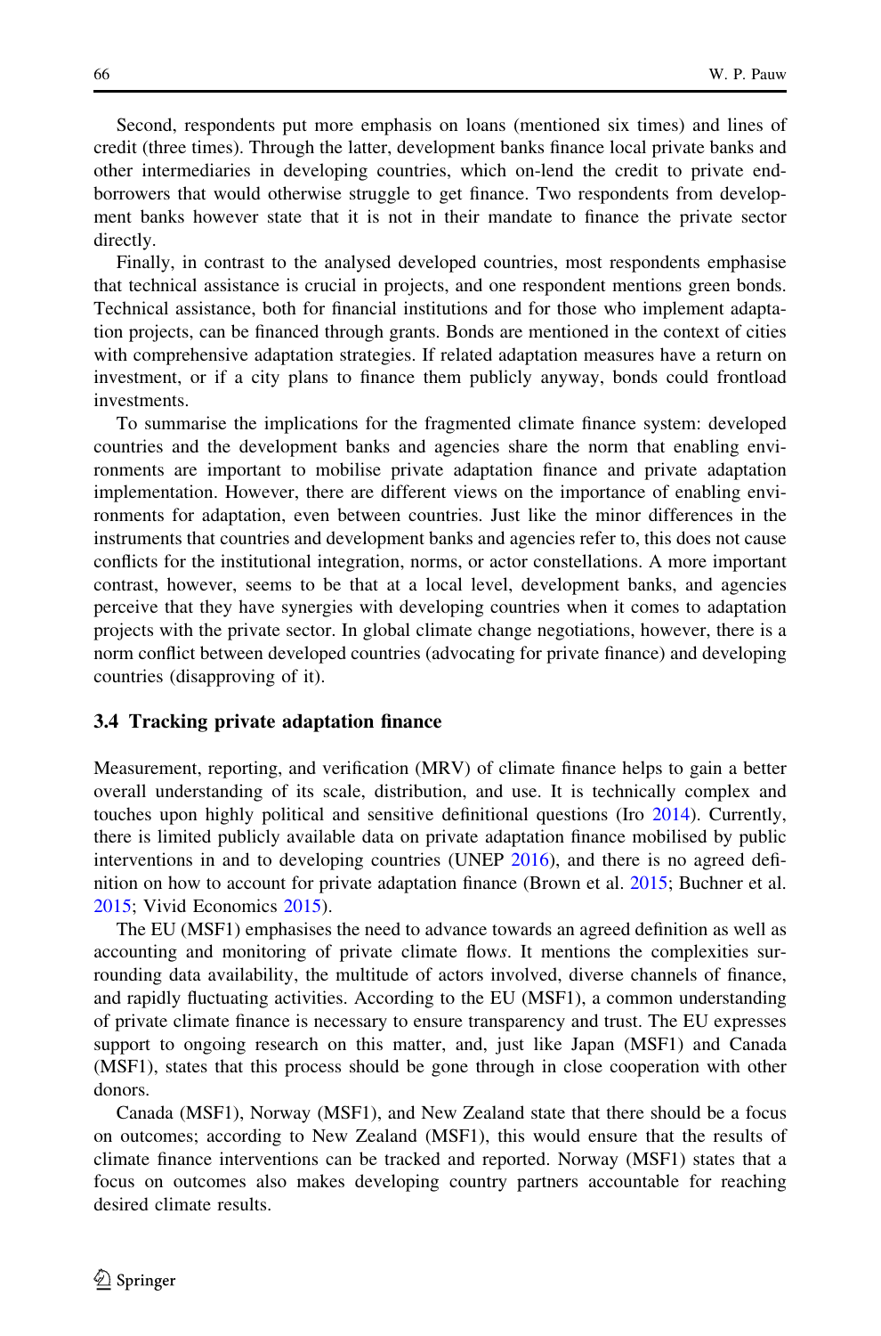Second, respondents put more emphasis on loans (mentioned six times) and lines of credit (three times). Through the latter, development banks finance local private banks and other intermediaries in developing countries, which on-lend the credit to private end-borrowers that would otherwise struggle to get finance. Two respondents from development banks however state that it is not in their mandate to finance the private sector directly.

Finally, in contrast to the analysed developed countries, most respondents emphasise that technical assistance is crucial in projects, and one respondent mentions green bonds. Technical assistance, both for financial institutions and for those who implement adaptation projects, can be financed through grants. Bonds are mentioned in the context of cities with comprehensive adaptation strategies. If related adaptation measures have a return on investment, or if a city plans to finance them publicly anyway, bonds could frontload investments.

To summarise the implications for the fragmented climate finance system: developed countries and the development banks and agencies share the norm that enabling environments are important to mobilise private adaptation finance and private adaptation implementation. However, there are different views on the importance of enabling environments for adaptation, even between countries. Just like the minor differences in the instruments that countries and development banks and agencies refer to, this does not cause conflicts for the institutional integration, norms, or actor constellations. A more important contrast, however, seems to be that at a local level, development banks, and agencies perceive that they have synergies with developing countries when it comes to adaptation projects with the private sector. In global climate change negotiations, however, there is a norm conflict between developed countries (advocating for private finance) and developing countries (disapproving of it).

### 3.4 Tracking private adaptation finance

Measurement, reporting, and verification (MRV) of climate finance helps to gain a better overall understanding of its scale, distribution, and use. It is technically complex and touches upon highly political and sensitive definitional questions (Iro 2014). Currently, there is limited publicly available data on private adaptation finance mobilised by public interventions in and to developing countries (UNEP 2016), and there is no agreed definition on how to account for private adaptation finance (Brown et al. 2015; Buchner et al. 2015; Vivid Economics 2015).

The EU (MSF1) emphasises the need to advance towards an agreed definition as well as accounting and monitoring of private climate flow*s*. It mentions the complexities surrounding data availability, the multitude of actors involved, diverse channels of finance, and rapidly fluctuating activities. According to the EU (MSF1), a common understanding of private climate finance is necessary to ensure transparency and trust. The EU expresses support to ongoing research on this matter, and, just like Japan (MSF1) and Canada (MSF1), states that this process should be gone through in close cooperation with other donors.

Canada (MSF1), Norway (MSF1), and New Zealand state that there should be a focus on outcomes; according to New Zealand (MSF1), this would ensure that the results of climate finance interventions can be tracked and reported. Norway (MSF1) states that a focus on outcomes also makes developing country partners accountable for reaching desired climate results.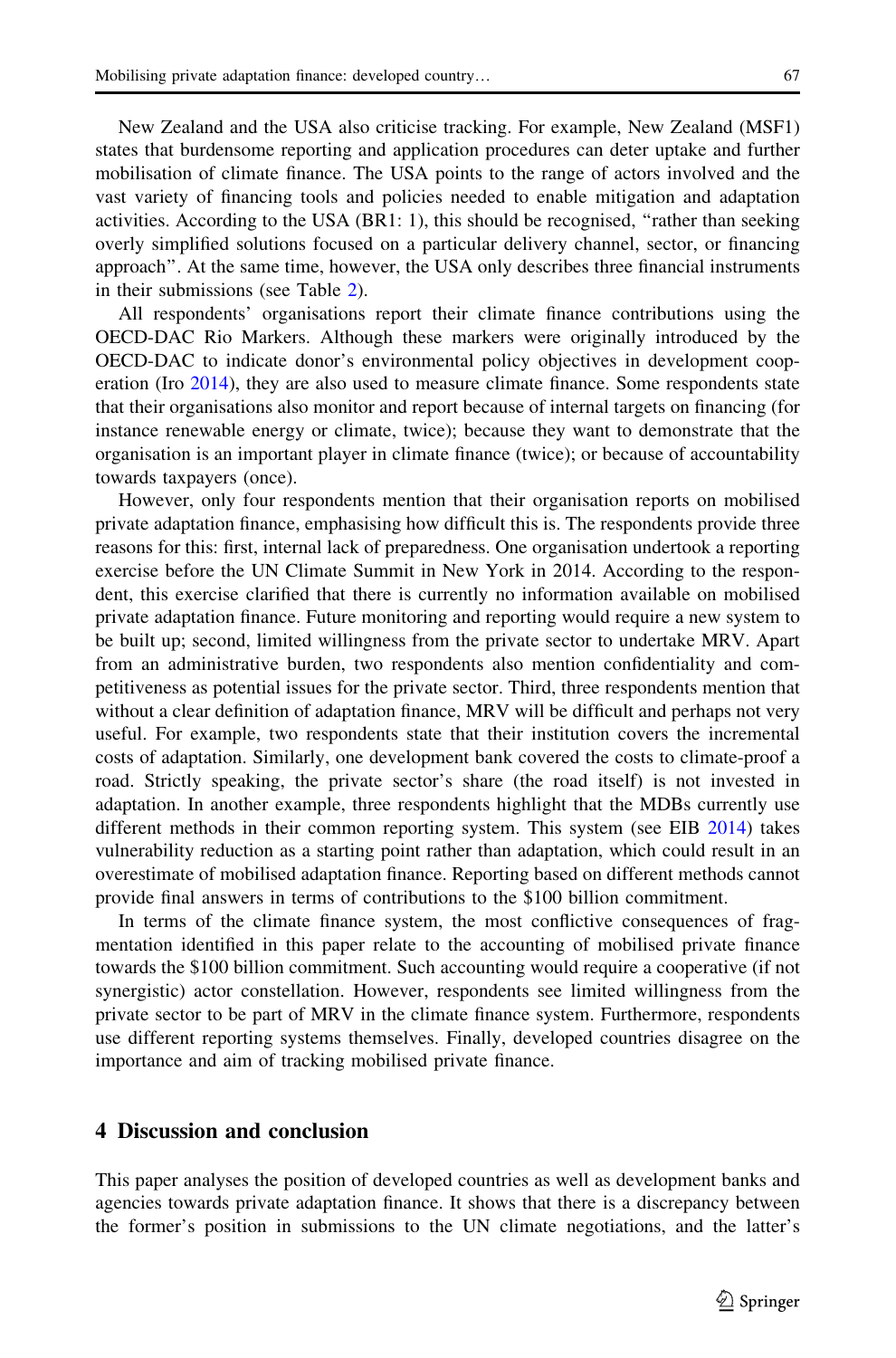New Zealand and the USA also criticise tracking. For example, New Zealand (MSF1) states that burdensome reporting and application procedures can deter uptake and further mobilisation of climate finance. The USA points to the range of actors involved and the vast variety of financing tools and policies needed to enable mitigation and adaptation activities. According to the USA (BR1: 1), this should be recognised, "rather than seeking overly simplified solutions focused on a particular delivery channel, sector, or financing approach". At the same time, however, the USA only describes three financial instruments in their submissions (see Table 2).

All respondents' organisations report their climate finance contributions using the OECD-DAC Rio Markers. Although these markers were originally introduced by the OECD-DAC to indicate donor's environmental policy objectives in development cooperation (Iro 2014), they are also used to measure climate finance. Some respondents state that their organisations also monitor and report because of internal targets on financing (for instance renewable energy or climate, twice); because they want to demonstrate that the organisation is an important player in climate finance (twice); or because of accountability towards taxpayers (once).

However, only four respondents mention that their organisation reports on mobilised private adaptation finance, emphasising how difficult this is. The respondents provide three reasons for this: first, internal lack of preparedness. One organisation undertook a reporting exercise before the UN Climate Summit in New York in 2014. According to the respondent, this exercise clarified that there is currently no information available on mobilised private adaptation finance. Future monitoring and reporting would require a new system to be built up; second, limited willingness from the private sector to undertake MRV. Apart from an administrative burden, two respondents also mention confidentiality and competitiveness as potential issues for the private sector. Third, three respondents mention that without a clear definition of adaptation finance, MRV will be difficult and perhaps not very useful. For example, two respondents state that their institution covers the incremental costs of adaptation. Similarly, one development bank covered the costs to climate-proof a road. Strictly speaking, the private sector's share (the road itself) is not invested in adaptation. In another example, three respondents highlight that the MDBs currently use different methods in their common reporting system. This system (see EIB 2014) takes vulnerability reduction as a starting point rather than adaptation, which could result in an overestimate of mobilised adaptation finance. Reporting based on different methods cannot provide final answers in terms of contributions to the $100 billion commitment.

In terms of the climate finance system, the most conflictive consequences of fragmentation identified in this paper relate to the accounting of mobilised private finance towards the $100 billion commitment. Such accounting would require a cooperative (if not synergistic) actor constellation. However, respondents see limited willingness from the private sector to be part of MRV in the climate finance system. Furthermore, respondents use different reporting systems themselves. Finally, developed countries disagree on the importance and aim of tracking mobilised private finance.

## 4 Discussion and conclusion

This paper analyses the position of developed countries as well as development banks and agencies towards private adaptation finance. It shows that there is a discrepancy between the former's position in submissions to the UN climate negotiations, and the latter's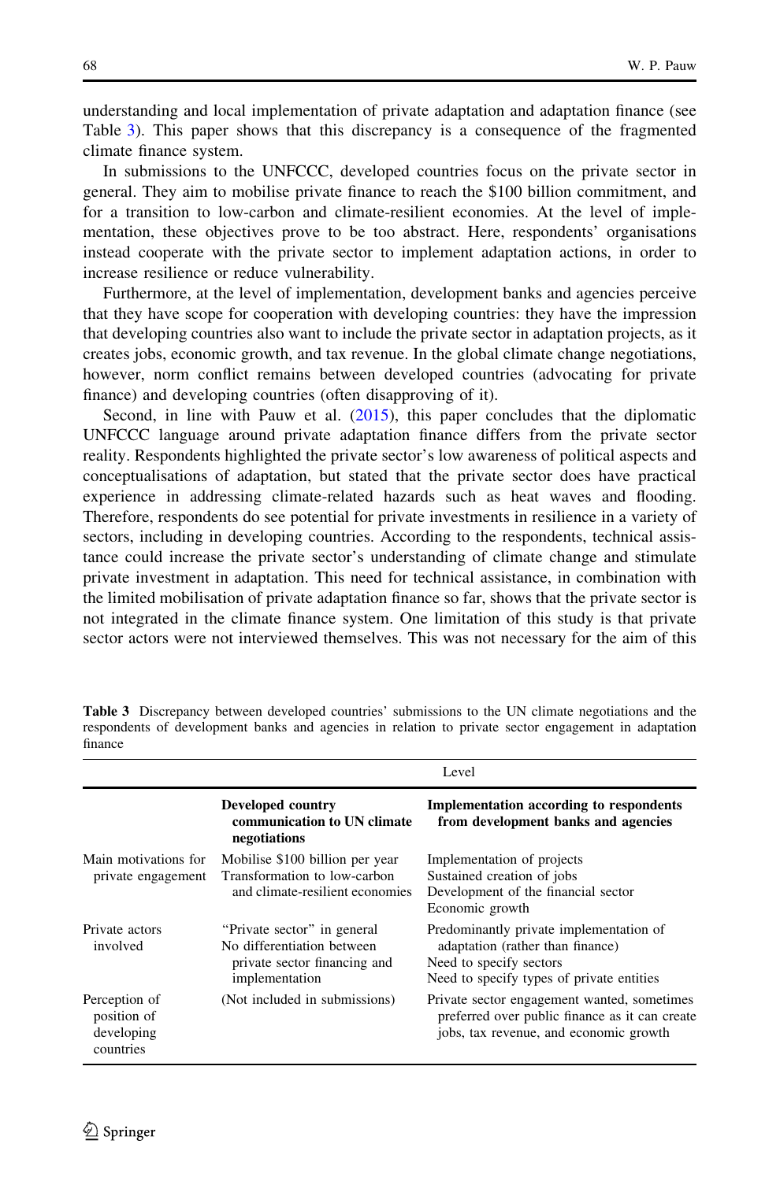understanding and local implementation of private adaptation and adaptation finance (see Table 3). This paper shows that this discrepancy is a consequence of the fragmented climate finance system.

In submissions to the UNFCCC, developed countries focus on the private sector in general. They aim to mobilise private finance to reach the $100 billion commitment, and for a transition to low-carbon and climate-resilient economies. At the level of implementation, these objectives prove to be too abstract. Here, respondents' organisations instead cooperate with the private sector to implement adaptation actions, in order to increase resilience or reduce vulnerability.

Furthermore, at the level of implementation, development banks and agencies perceive that they have scope for cooperation with developing countries: they have the impression that developing countries also want to include the private sector in adaptation projects, as it creates jobs, economic growth, and tax revenue. In the global climate change negotiations, however, norm conflict remains between developed countries (advocating for private finance) and developing countries (often disapproving of it).

Second, in line with Pauw et al. (2015), this paper concludes that the diplomatic UNFCCC language around private adaptation finance differs from the private sector reality. Respondents highlighted the private sector's low awareness of political aspects and conceptualisations of adaptation, but stated that the private sector does have practical experience in addressing climate-related hazards such as heat waves and flooding. Therefore, respondents do see potential for private investments in resilience in a variety of sectors, including in developing countries. According to the respondents, technical assistance could increase the private sector's understanding of climate change and stimulate private investment in adaptation. This need for technical assistance, in combination with the limited mobilisation of private adaptation finance so far, shows that the private sector is not integrated in the climate finance system. One limitation of this study is that private sector actors were not interviewed themselves. This was not necessary for the aim of this

**Table 3** Discrepancy between developed countries' submissions to the UN climate negotiations and the respondents of development banks and agencies in relation to private sector engagement in adaptation finance

| | Level | |
|---|---|---|
| | **Developed country communication to UN climate negotiations** | **Implementation according to respondents from development banks and agencies** |
| Main motivations for private engagement | Mobilise $100 billion per year<br>Transformation to low-carbon and climate-resilient economies | Implementation of projects<br>Sustained creation of jobs<br>Development of the financial sector<br>Economic growth |
| Private actors involved | "Private sector" in general<br>No differentiation between private sector financing and implementation | Predominantly private implementation of adaptation (rather than finance)<br>Need to specify sectors<br>Need to specify types of private entities |
| Perception of position of developing countries | (Not included in submissions) | Private sector engagement wanted, sometimes preferred over public finance as it can create jobs, tax revenue, and economic growth |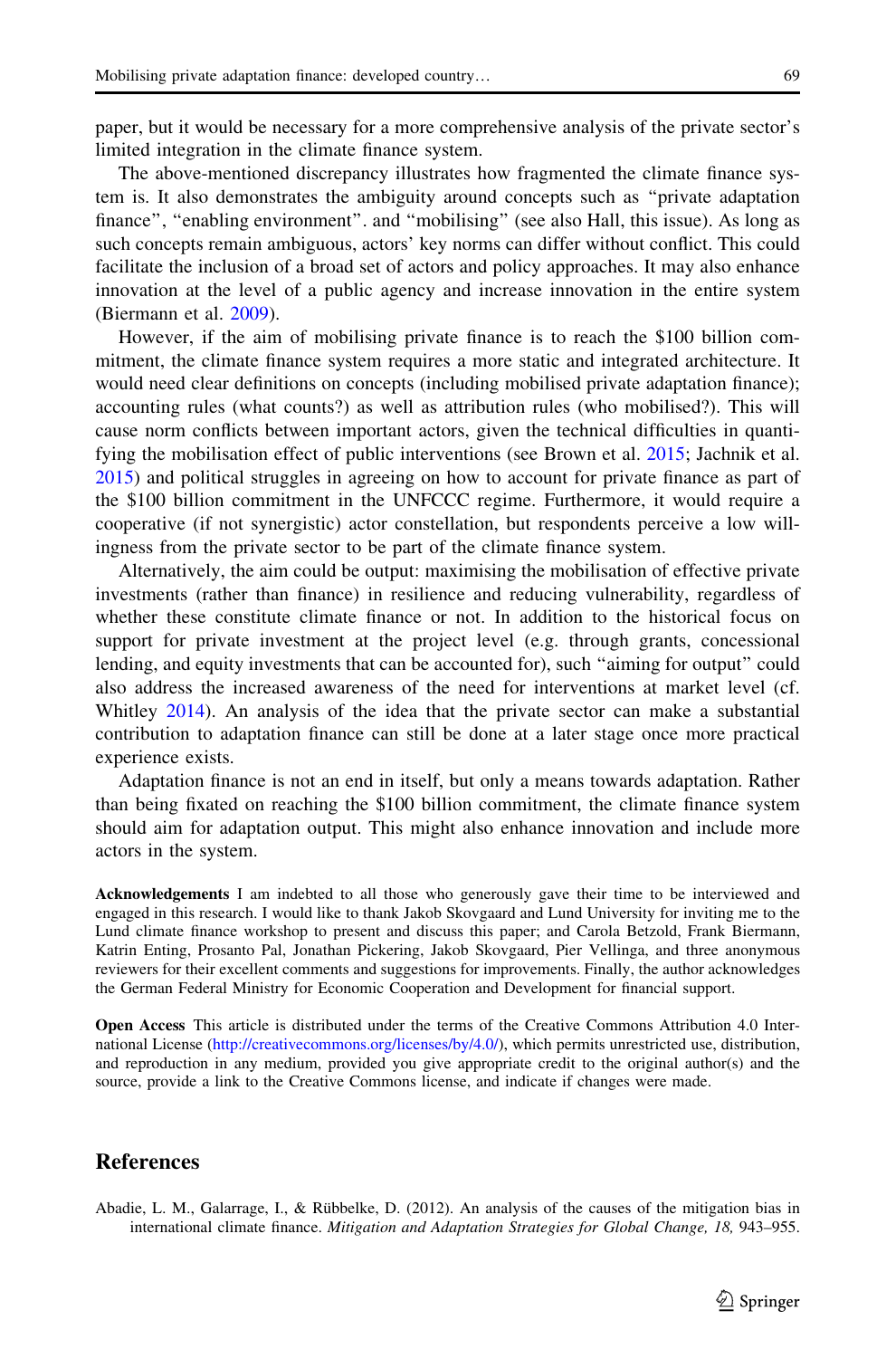paper, but it would be necessary for a more comprehensive analysis of the private sector's limited integration in the climate finance system.

The above-mentioned discrepancy illustrates how fragmented the climate finance system is. It also demonstrates the ambiguity around concepts such as "private adaptation finance", "enabling environment". and "mobilising" (see also Hall, this issue). As long as such concepts remain ambiguous, actors' key norms can differ without conflict. This could facilitate the inclusion of a broad set of actors and policy approaches. It may also enhance innovation at the level of a public agency and increase innovation in the entire system (Biermann et al. 2009).

However, if the aim of mobilising private finance is to reach the $100 billion commitment, the climate finance system requires a more static and integrated architecture. It would need clear definitions on concepts (including mobilised private adaptation finance); accounting rules (what counts?) as well as attribution rules (who mobilised?). This will cause norm conflicts between important actors, given the technical difficulties in quantifying the mobilisation effect of public interventions (see Brown et al. 2015; Jachnik et al. 2015) and political struggles in agreeing on how to account for private finance as part of the $100 billion commitment in the UNFCCC regime. Furthermore, it would require a cooperative (if not synergistic) actor constellation, but respondents perceive a low willingness from the private sector to be part of the climate finance system.

Alternatively, the aim could be output: maximising the mobilisation of effective private investments (rather than finance) in resilience and reducing vulnerability, regardless of whether these constitute climate finance or not. In addition to the historical focus on support for private investment at the project level (e.g. through grants, concessional lending, and equity investments that can be accounted for), such "aiming for output" could also address the increased awareness of the need for interventions at market level (cf. Whitley 2014). An analysis of the idea that the private sector can make a substantial contribution to adaptation finance can still be done at a later stage once more practical experience exists.

Adaptation finance is not an end in itself, but only a means towards adaptation. Rather than being fixated on reaching the $100 billion commitment, the climate finance system should aim for adaptation output. This might also enhance innovation and include more actors in the system.

**Acknowledgements** I am indebted to all those who generously gave their time to be interviewed and engaged in this research. I would like to thank Jakob Skovgaard and Lund University for inviting me to the Lund climate finance workshop to present and discuss this paper; and Carola Betzold, Frank Biermann, Katrin Enting, Prosanto Pal, Jonathan Pickering, Jakob Skovgaard, Pier Vellinga, and three anonymous reviewers for their excellent comments and suggestions for improvements. Finally, the author acknowledges the German Federal Ministry for Economic Cooperation and Development for financial support.

**Open Access** This article is distributed under the terms of the Creative Commons Attribution 4.0 International License (http://creativecommons.org/licenses/by/4.0/), which permits unrestricted use, distribution, and reproduction in any medium, provided you give appropriate credit to the original author(s) and the source, provide a link to the Creative Commons license, and indicate if changes were made.

## References

Abadie, L. M., Galarrage, I., & Rübbelke, D. (2012). An analysis of the causes of the mitigation bias in international climate finance. *Mitigation and Adaptation Strategies for Global Change, 18,* 943–955.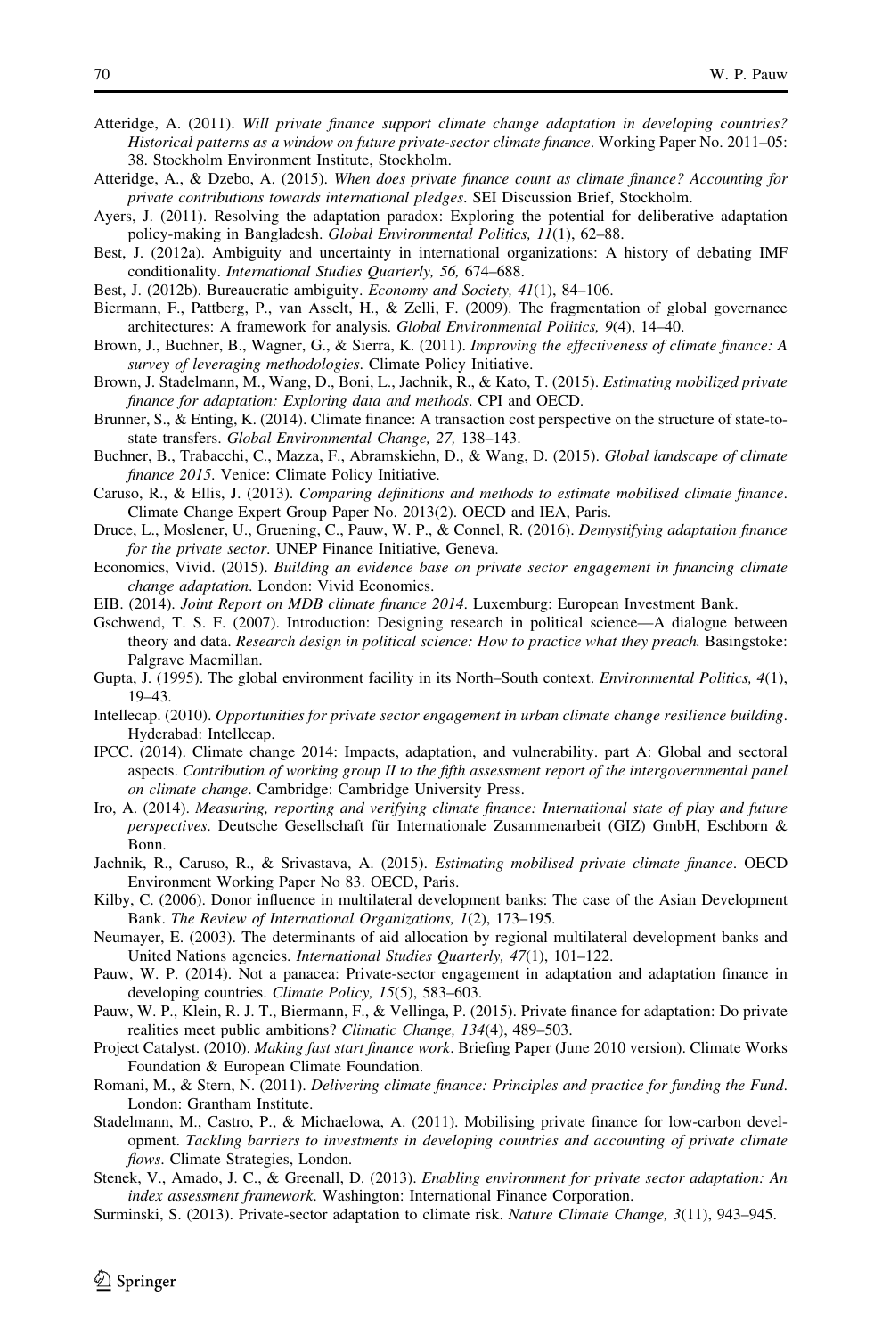Atteridge, A. (2011). *Will private finance support climate change adaptation in developing countries? Historical patterns as a window on future private-sector climate finance*. Working Paper No. 2011–05: 38. Stockholm Environment Institute, Stockholm.

Atteridge, A., & Dzebo, A. (2015). *When does private finance count as climate finance? Accounting for private contributions towards international pledges*. SEI Discussion Brief, Stockholm.

Ayers, J. (2011). Resolving the adaptation paradox: Exploring the potential for deliberative adaptation policy-making in Bangladesh. *Global Environmental Politics, 11*(1), 62–88.

Best, J. (2012a). Ambiguity and uncertainty in international organizations: A history of debating IMF conditionality. *International Studies Quarterly, 56,* 674–688.

Best, J. (2012b). Bureaucratic ambiguity. *Economy and Society, 41*(1), 84–106.

Biermann, F., Pattberg, P., van Asselt, H., & Zelli, F. (2009). The fragmentation of global governance architectures: A framework for analysis. *Global Environmental Politics, 9*(4), 14–40.

Brown, J., Buchner, B., Wagner, G., & Sierra, K. (2011). *Improving the effectiveness of climate finance: A survey of leveraging methodologies*. Climate Policy Initiative.

Brown, J. Stadelmann, M., Wang, D., Boni, L., Jachnik, R., & Kato, T. (2015). *Estimating mobilized private finance for adaptation: Exploring data and methods*. CPI and OECD.

Brunner, S., & Enting, K. (2014). Climate finance: A transaction cost perspective on the structure of state-to-state transfers. *Global Environmental Change, 27,* 138–143.

Buchner, B., Trabacchi, C., Mazza, F., Abramskiehn, D., & Wang, D. (2015). *Global landscape of climate finance 2015*. Venice: Climate Policy Initiative.

Caruso, R., & Ellis, J. (2013). *Comparing definitions and methods to estimate mobilised climate finance*. Climate Change Expert Group Paper No. 2013(2). OECD and IEA, Paris.

Druce, L., Moslener, U., Gruening, C., Pauw, W. P., & Connel, R. (2016). *Demystifying adaptation finance for the private sector*. UNEP Finance Initiative, Geneva.

Economics, Vivid. (2015). *Building an evidence base on private sector engagement in financing climate change adaptation*. London: Vivid Economics.

EIB. (2014). *Joint Report on MDB climate finance 2014*. Luxemburg: European Investment Bank.

Gschwend, T. S. F. (2007). Introduction: Designing research in political science—A dialogue between theory and data. *Research design in political science: How to practice what they preach.* Basingstoke: Palgrave Macmillan.

Gupta, J. (1995). The global environment facility in its North–South context. *Environmental Politics, 4*(1), 19–43.

Intellecap. (2010). *Opportunities for private sector engagement in urban climate change resilience building*. Hyderabad: Intellecap.

IPCC. (2014). Climate change 2014: Impacts, adaptation, and vulnerability. part A: Global and sectoral aspects. *Contribution of working group II to the fifth assessment report of the intergovernmental panel on climate change*. Cambridge: Cambridge University Press.

Iro, A. (2014). *Measuring, reporting and verifying climate finance: International state of play and future perspectives*. Deutsche Gesellschaft für Internationale Zusammenarbeit (GIZ) GmbH, Eschborn & Bonn.

Jachnik, R., Caruso, R., & Srivastava, A. (2015). *Estimating mobilised private climate finance*. OECD Environment Working Paper No 83. OECD, Paris.

Kilby, C. (2006). Donor influence in multilateral development banks: The case of the Asian Development Bank. *The Review of International Organizations, 1*(2), 173–195.

Neumayer, E. (2003). The determinants of aid allocation by regional multilateral development banks and United Nations agencies. *International Studies Quarterly, 47*(1), 101–122.

Pauw, W. P. (2014). Not a panacea: Private-sector engagement in adaptation and adaptation finance in developing countries. *Climate Policy, 15*(5), 583–603.

Pauw, W. P., Klein, R. J. T., Biermann, F., & Vellinga, P. (2015). Private finance for adaptation: Do private realities meet public ambitions? *Climatic Change, 134*(4), 489–503.

Project Catalyst. (2010). *Making fast start finance work*. Briefing Paper (June 2010 version). Climate Works Foundation & European Climate Foundation.

Romani, M., & Stern, N. (2011). *Delivering climate finance: Principles and practice for funding the Fund*. London: Grantham Institute.

Stadelmann, M., Castro, P., & Michaelowa, A. (2011). Mobilising private finance for low-carbon development. *Tackling barriers to investments in developing countries and accounting of private climate flows*. Climate Strategies, London.

Stenek, V., Amado, J. C., & Greenall, D. (2013). *Enabling environment for private sector adaptation: An index assessment framework*. Washington: International Finance Corporation.

Surminski, S. (2013). Private-sector adaptation to climate risk. *Nature Climate Change, 3*(11), 943–945.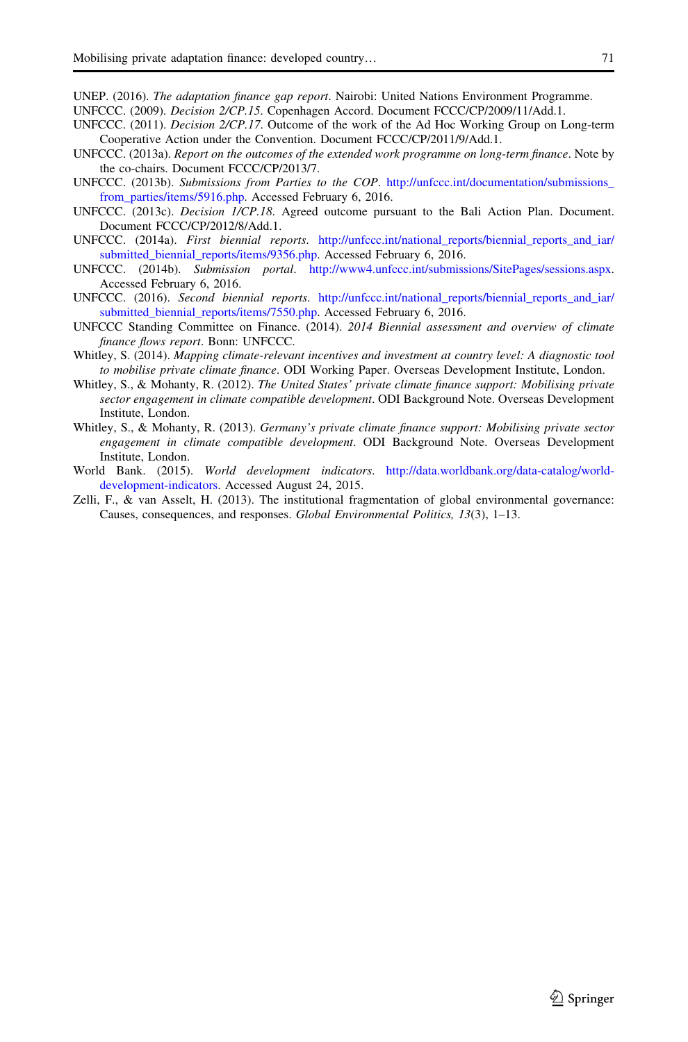UNEP. (2016). *The adaptation finance gap report*. Nairobi: United Nations Environment Programme.

UNFCCC. (2009). *Decision 2/CP.15*. Copenhagen Accord. Document FCCC/CP/2009/11/Add.1.

UNFCCC. (2011). *Decision 2/CP.17*. Outcome of the work of the Ad Hoc Working Group on Long-term Cooperative Action under the Convention. Document FCCC/CP/2011/9/Add.1.

UNFCCC. (2013a). *Report on the outcomes of the extended work programme on long-term finance*. Note by the co-chairs. Document FCCC/CP/2013/7.

UNFCCC. (2013b). *Submissions from Parties to the COP*. http://unfccc.int/documentation/submissions_from_parties/items/5916.php. Accessed February 6, 2016.

UNFCCC. (2013c). *Decision 1/CP.18*. Agreed outcome pursuant to the Bali Action Plan. Document. Document FCCC/CP/2012/8/Add.1.

UNFCCC. (2014a). *First biennial reports*. http://unfccc.int/national_reports/biennial_reports_and_iar/submitted_biennial_reports/items/9356.php. Accessed February 6, 2016.

UNFCCC. (2014b). *Submission portal*. http://www4.unfccc.int/submissions/SitePages/sessions.aspx. Accessed February 6, 2016.

UNFCCC. (2016). *Second biennial reports*. http://unfccc.int/national_reports/biennial_reports_and_iar/submitted_biennial_reports/items/7550.php. Accessed February 6, 2016.

UNFCCC Standing Committee on Finance. (2014). *2014 Biennial assessment and overview of climate finance flows report*. Bonn: UNFCCC.

Whitley, S. (2014). *Mapping climate-relevant incentives and investment at country level: A diagnostic tool to mobilise private climate finance*. ODI Working Paper. Overseas Development Institute, London.

Whitley, S., & Mohanty, R. (2012). *The United States' private climate finance support: Mobilising private sector engagement in climate compatible development*. ODI Background Note. Overseas Development Institute, London.

Whitley, S., & Mohanty, R. (2013). *Germany's private climate finance support: Mobilising private sector engagement in climate compatible development*. ODI Background Note. Overseas Development Institute, London.

World Bank. (2015). *World development indicators*. http://data.worldbank.org/data-catalog/world-development-indicators. Accessed August 24, 2015.

Zelli, F., & van Asselt, H. (2013). The institutional fragmentation of global environmental governance: Causes, consequences, and responses. *Global Environmental Politics, 13*(3), 1–13.